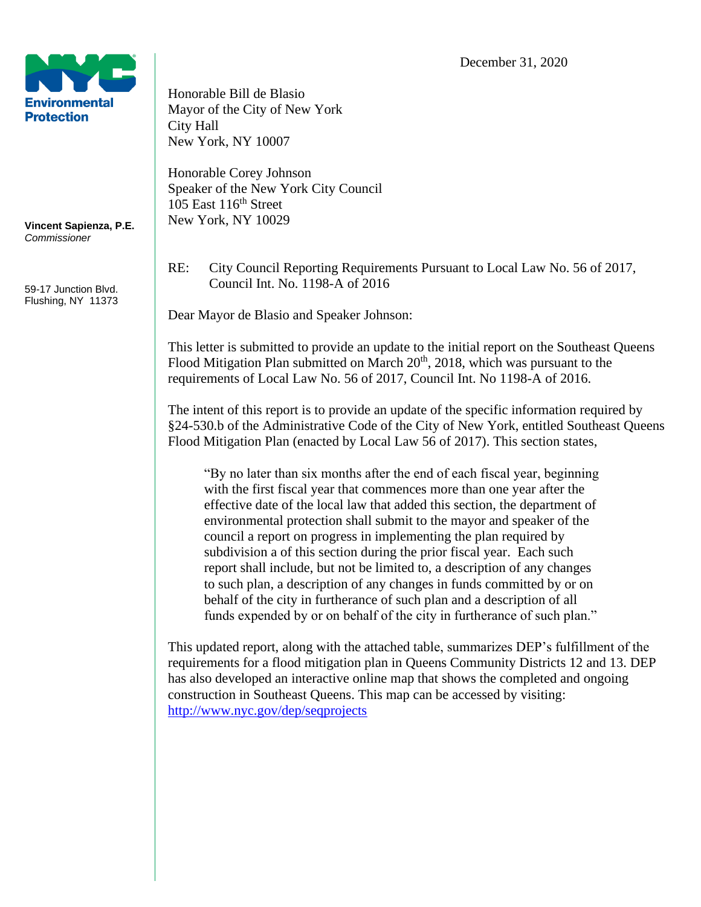NYC Environmental Protection

**Vincent Sapienza, P.E.**
*Commissioner*

59-17 Junction Blvd.
Flushing, NY 11373

December 31, 2020

Honorable Bill de Blasio
Mayor of the City of New York
City Hall
New York, NY 10007

Honorable Corey Johnson
Speaker of the New York City Council
105 East 116th Street
New York, NY 10029

RE: City Council Reporting Requirements Pursuant to Local Law No. 56 of 2017, Council Int. No. 1198-A of 2016

Dear Mayor de Blasio and Speaker Johnson:

This letter is submitted to provide an update to the initial report on the Southeast Queens Flood Mitigation Plan submitted on March 20th, 2018, which was pursuant to the requirements of Local Law No. 56 of 2017, Council Int. No 1198-A of 2016.

The intent of this report is to provide an update of the specific information required by §24-530.b of the Administrative Code of the City of New York, entitled Southeast Queens Flood Mitigation Plan (enacted by Local Law 56 of 2017). This section states,

> "By no later than six months after the end of each fiscal year, beginning with the first fiscal year that commences more than one year after the effective date of the local law that added this section, the department of environmental protection shall submit to the mayor and speaker of the council a report on progress in implementing the plan required by subdivision a of this section during the prior fiscal year. Each such report shall include, but not be limited to, a description of any changes to such plan, a description of any changes in funds committed by or on behalf of the city in furtherance of such plan and a description of all funds expended by or on behalf of the city in furtherance of such plan."

This updated report, along with the attached table, summarizes DEP's fulfillment of the requirements for a flood mitigation plan in Queens Community Districts 12 and 13. DEP has also developed an interactive online map that shows the completed and ongoing construction in Southeast Queens. This map can be accessed by visiting: http://www.nyc.gov/dep/seqprojects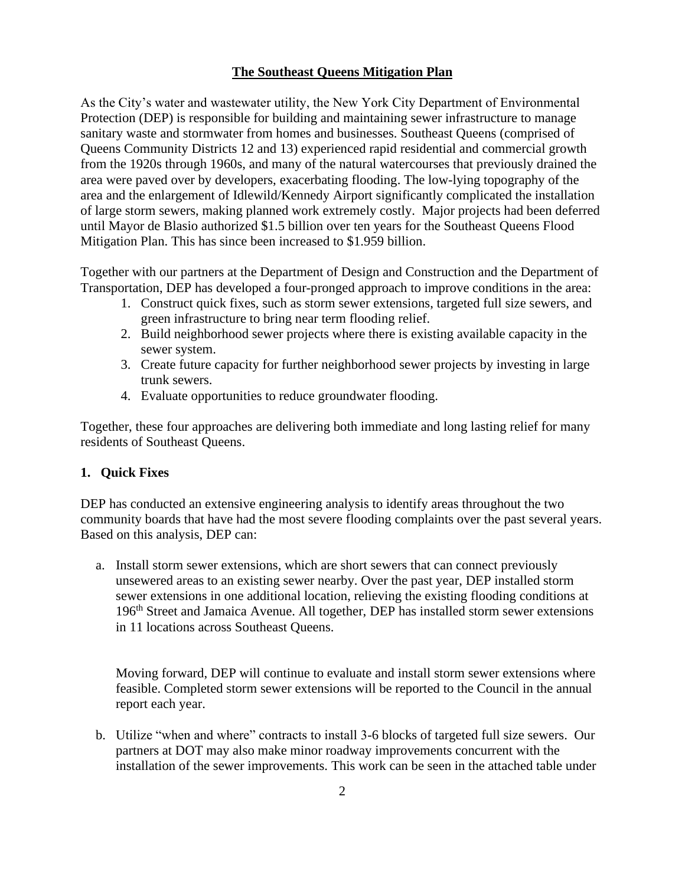## The Southeast Queens Mitigation Plan

As the City's water and wastewater utility, the New York City Department of Environmental Protection (DEP) is responsible for building and maintaining sewer infrastructure to manage sanitary waste and stormwater from homes and businesses. Southeast Queens (comprised of Queens Community Districts 12 and 13) experienced rapid residential and commercial growth from the 1920s through 1960s, and many of the natural watercourses that previously drained the area were paved over by developers, exacerbating flooding. The low-lying topography of the area and the enlargement of Idlewild/Kennedy Airport significantly complicated the installation of large storm sewers, making planned work extremely costly. Major projects had been deferred until Mayor de Blasio authorized $1.5 billion over ten years for the Southeast Queens Flood Mitigation Plan. This has since been increased to $1.959 billion.

Together with our partners at the Department of Design and Construction and the Department of Transportation, DEP has developed a four-pronged approach to improve conditions in the area:

1. Construct quick fixes, such as storm sewer extensions, targeted full size sewers, and green infrastructure to bring near term flooding relief.
2. Build neighborhood sewer projects where there is existing available capacity in the sewer system.
3. Create future capacity for further neighborhood sewer projects by investing in large trunk sewers.
4. Evaluate opportunities to reduce groundwater flooding.

Together, these four approaches are delivering both immediate and long lasting relief for many residents of Southeast Queens.

### 1. Quick Fixes

DEP has conducted an extensive engineering analysis to identify areas throughout the two community boards that have had the most severe flooding complaints over the past several years. Based on this analysis, DEP can:

a. Install storm sewer extensions, which are short sewers that can connect previously unsewered areas to an existing sewer nearby. Over the past year, DEP installed storm sewer extensions in one additional location, relieving the existing flooding conditions at 196th Street and Jamaica Avenue. All together, DEP has installed storm sewer extensions in 11 locations across Southeast Queens.

   Moving forward, DEP will continue to evaluate and install storm sewer extensions where feasible. Completed storm sewer extensions will be reported to the Council in the annual report each year.

b. Utilize "when and where" contracts to install 3-6 blocks of targeted full size sewers. Our partners at DOT may also make minor roadway improvements concurrent with the installation of the sewer improvements. This work can be seen in the attached table under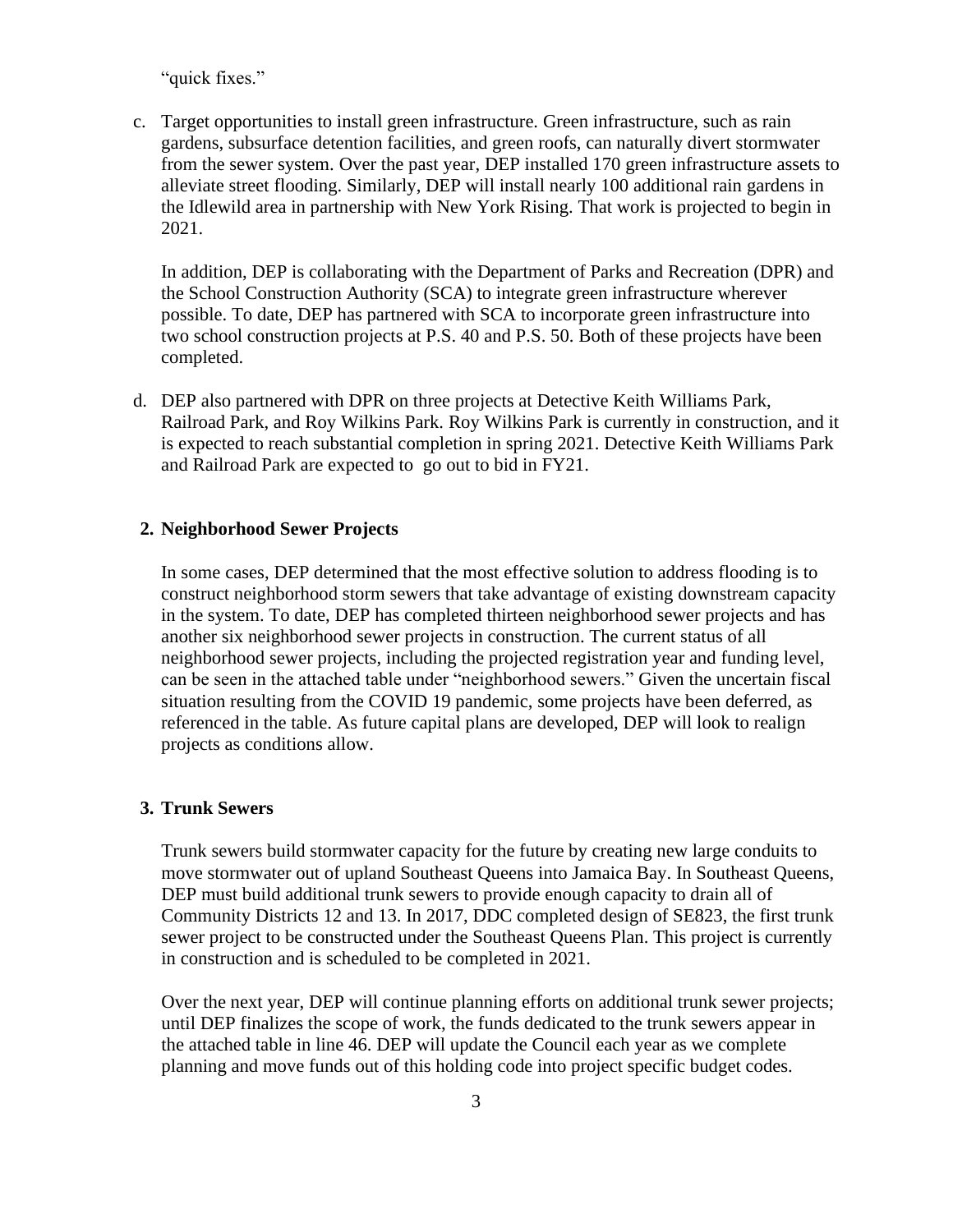"quick fixes."

c. Target opportunities to install green infrastructure. Green infrastructure, such as rain gardens, subsurface detention facilities, and green roofs, can naturally divert stormwater from the sewer system. Over the past year, DEP installed 170 green infrastructure assets to alleviate street flooding. Similarly, DEP will install nearly 100 additional rain gardens in the Idlewild area in partnership with New York Rising. That work is projected to begin in 2021.

   In addition, DEP is collaborating with the Department of Parks and Recreation (DPR) and the School Construction Authority (SCA) to integrate green infrastructure wherever possible. To date, DEP has partnered with SCA to incorporate green infrastructure into two school construction projects at P.S. 40 and P.S. 50. Both of these projects have been completed.

d. DEP also partnered with DPR on three projects at Detective Keith Williams Park, Railroad Park, and Roy Wilkins Park. Roy Wilkins Park is currently in construction, and it is expected to reach substantial completion in spring 2021. Detective Keith Williams Park and Railroad Park are expected to go out to bid in FY21.

**2. Neighborhood Sewer Projects**

In some cases, DEP determined that the most effective solution to address flooding is to construct neighborhood storm sewers that take advantage of existing downstream capacity in the system. To date, DEP has completed thirteen neighborhood sewer projects and has another six neighborhood sewer projects in construction. The current status of all neighborhood sewer projects, including the projected registration year and funding level, can be seen in the attached table under "neighborhood sewers." Given the uncertain fiscal situation resulting from the COVID 19 pandemic, some projects have been deferred, as referenced in the table. As future capital plans are developed, DEP will look to realign projects as conditions allow.

**3. Trunk Sewers**

Trunk sewers build stormwater capacity for the future by creating new large conduits to move stormwater out of upland Southeast Queens into Jamaica Bay. In Southeast Queens, DEP must build additional trunk sewers to provide enough capacity to drain all of Community Districts 12 and 13. In 2017, DDC completed design of SE823, the first trunk sewer project to be constructed under the Southeast Queens Plan. This project is currently in construction and is scheduled to be completed in 2021.

Over the next year, DEP will continue planning efforts on additional trunk sewer projects; until DEP finalizes the scope of work, the funds dedicated to the trunk sewers appear in the attached table in line 46. DEP will update the Council each year as we complete planning and move funds out of this holding code into project specific budget codes.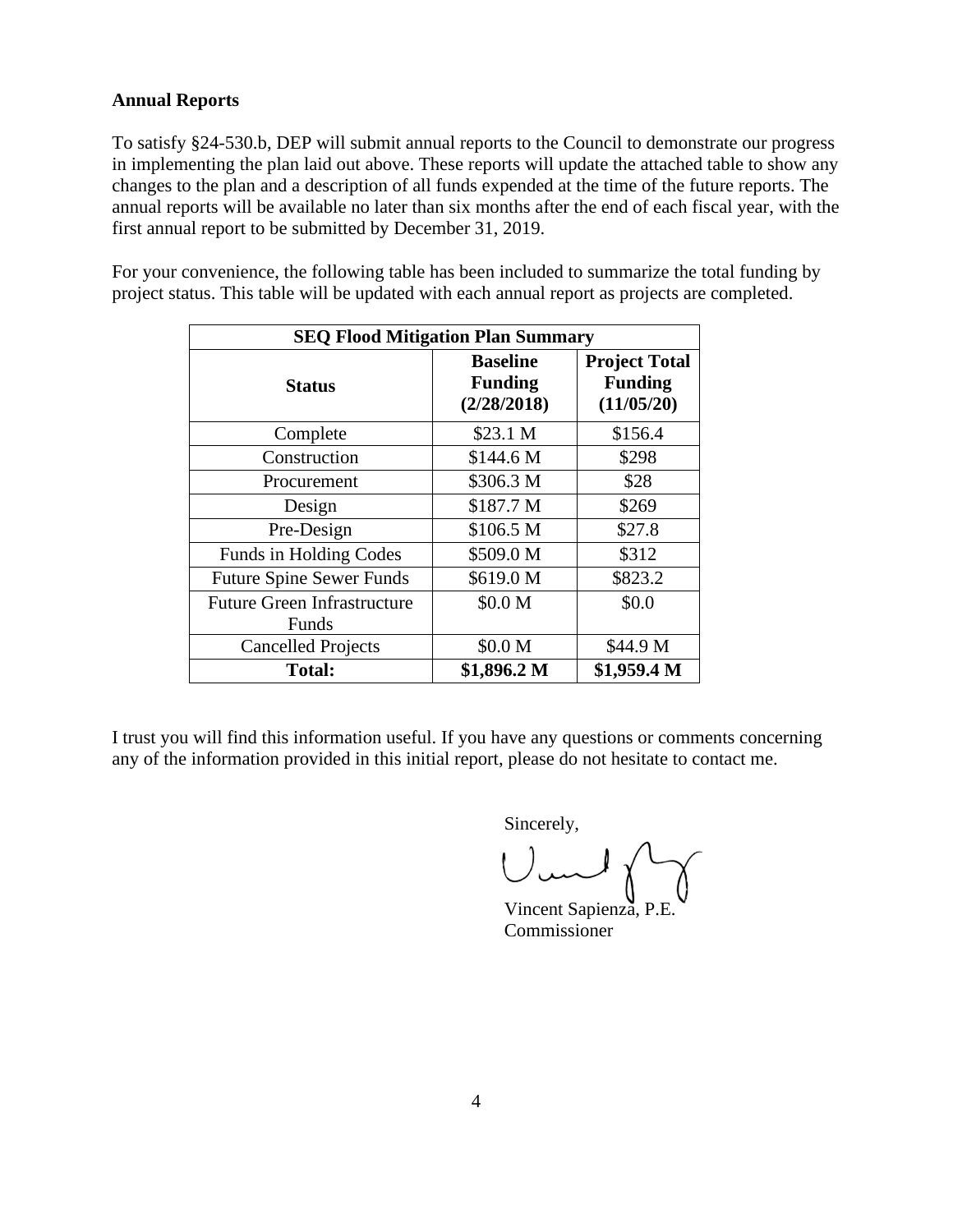**Annual Reports**

To satisfy §24-530.b, DEP will submit annual reports to the Council to demonstrate our progress in implementing the plan laid out above. These reports will update the attached table to show any changes to the plan and a description of all funds expended at the time of the future reports. The annual reports will be available no later than six months after the end of each fiscal year, with the first annual report to be submitted by December 31, 2019.

For your convenience, the following table has been included to summarize the total funding by project status. This table will be updated with each annual report as projects are completed.

| SEQ Flood Mitigation Plan Summary | | |
|---|---|---|
| **Status** | **Baseline Funding (2/28/2018)** | **Project Total Funding (11/05/20)** |
| Complete | $23.1 M | $156.4 |
| Construction | $144.6 M | $298 |
| Procurement | $306.3 M | $28 |
| Design | $187.7 M | $269 |
| Pre-Design | $106.5 M | $27.8 |
| Funds in Holding Codes | $509.0 M | $312 |
| Future Spine Sewer Funds | $619.0 M | $823.2 |
| Future Green Infrastructure Funds | $0.0 M | $0.0 |
| Cancelled Projects | $0.0 M | $44.9 M |
| **Total:** | **$1,896.2 M** | **$1,959.4 M** |

I trust you will find this information useful. If you have any questions or comments concerning any of the information provided in this initial report, please do not hesitate to contact me.

Sincerely,

Vincent Sapienza, P.E.
Commissioner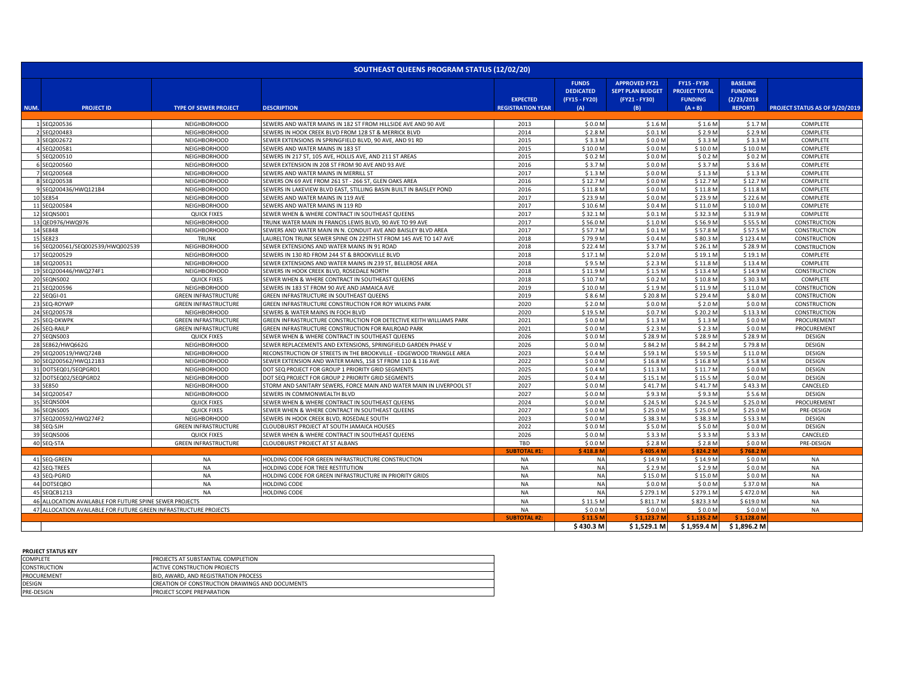## SOUTHEAST QUEENS PROGRAM STATUS (12/02/20)

| NUM. | PROJECT ID | TYPE OF SEWER PROJECT | DESCRIPTION | EXPECTED REGISTRATION YEAR | FUNDS DEDICATED (FY15 - FY20) (A) | APPROVED FY21 SEPT PLAN BUDGET (FY21 - FY30) (B) | FY15 - FY30 PROJECT TOTAL FUNDING (A + B) | BASELINE FUNDING (2/23/2018 REPORT) | PROJECT STATUS AS OF 9/20/2019 |
|---|---|---|---|---|---|---|---|---|---|
| 1 | SEQ200536 | NEIGHBORHOOD | SEWERS AND WATER MAINS IN 182 ST FROM HILLSIDE AVE AND 90 AVE | 2013 | $ 0.0 M | $ 1.6 M | $ 1.6 M | $ 1.7 M | COMPLETE |
| 2 | SEQ200483 | NEIGHBORHOOD | SEWERS IN HOOK CREEK BLVD FROM 128 ST & MERRICK BLVD | 2014 | $ 2.8 M | $ 0.1 M | $ 2.9 M | $ 2.9 M | COMPLETE |
| 3 | SEQ002672 | NEIGHBORHOOD | SEWER EXTENSIONS IN SPRINGFIELD BLVD, 90 AVE, AND 91 RD | 2015 | $ 3.3 M | $ 0.0 M | $ 3.3 M | $ 3.3 M | COMPLETE |
| 4 | SEQ200581 | NEIGHBORHOOD | SEWERS AND WATER MAINS IN 183 ST | 2015 | $ 10.0 M | $ 0.0 M | $ 10.0 M | $ 10.0 M | COMPLETE |
| 5 | SEQ200510 | NEIGHBORHOOD | SEWERS IN 217 ST, 105 AVE, HOLLIS AVE, AND 211 ST AREAS | 2015 | $ 0.2 M | $ 0.0 M | $ 0.2 M | $ 0.2 M | COMPLETE |
| 6 | SEQ200560 | NEIGHBORHOOD | SEWER EXTENSION IN 208 ST FROM 90 AVE AND 93 AVE | 2016 | $ 3.7 M | $ 0.0 M | $ 3.7 M | $ 3.6 M | COMPLETE |
| 7 | SEQ200568 | NEIGHBORHOOD | SEWERS AND WATER MAINS IN MERRILL ST | 2017 | $ 1.3 M | $ 0.0 M | $ 1.3 M | $ 1.3 M | COMPLETE |
| 8 | SEQ200538 | NEIGHBORHOOD | SEWERS ON 69 AVE FROM 261 ST - 266 ST, GLEN OAKS AREA | 2016 | $ 12.7 M | $ 0.0 M | $ 12.7 M | $ 12.7 M | COMPLETE |
| 9 | SEQ200436/HWQ121B4 | NEIGHBORHOOD | SEWERS IN LAKEVIEW BLVD EAST, STILLING BASIN BUILT IN BAISLEY POND | 2016 | $ 11.8 M | $ 0.0 M | $ 11.8 M | $ 11.8 M | COMPLETE |
| 10 | SE854 | NEIGHBORHOOD | SEWERS AND WATER MAINS IN 119 AVE | 2017 | $ 23.9 M | $ 0.0 M | $ 23.9 M | $ 22.6 M | COMPLETE |
| 11 | SEQ200584 | NEIGHBORHOOD | SEWERS AND WATER MAINS IN 119 RD | 2017 | $ 10.6 M | $ 0.4 M | $ 11.0 M | $ 10.0 M | COMPLETE |
| 12 | SEQNS001 | QUICK FIXES | SEWER WHEN & WHERE CONTRACT IN SOUTHEAST QUEENS | 2017 | $ 32.1 M | $ 0.1 M | $ 32.3 M | $ 31.9 M | COMPLETE |
| 13 | QED976/HWQ976 | NEIGHBORHOOD | TRUNK WATER MAIN IN FRANCIS LEWIS BLVD, 90 AVE TO 99 AVE | 2017 | $ 56.0 M | $ 1.0 M | $ 56.9 M | $ 55.5 M | CONSTRUCTION |
| 14 | SE848 | NEIGHBORHOOD | SEWERS AND WATER MAIN IN N. CONDUIT AVE AND BAISLEY BLVD AREA | 2017 | $ 57.7 M | $ 0.1 M | $ 57.8 M | $ 57.5 M | CONSTRUCTION |
| 15 | SE823 | TRUNK | LAURELTON TRUNK SEWER SPINE ON 229TH ST FROM 145 AVE TO 147 AVE | 2018 | $ 79.9 M | $ 0.4 M | $ 80.3 M | $ 123.4 M | CONSTRUCTION |
| 16 | SEQ200561/SEQ002539/HWQ002539 | NEIGHBORHOOD | SEWER EXTENSIONS AND WATER MAINS IN 91 ROAD | 2018 | $ 22.4 M | $ 3.7 M | $ 26.1 M | $ 28.9 M | CONSTRUCTION |
| 17 | SEQ200529 | NEIGHBORHOOD | SEWERS IN 130 RD FROM 244 ST & BROOKVILLE BLVD | 2018 | $ 17.1 M | $ 2.0 M | $ 19.1 M | $ 19.1 M | COMPLETE |
| 18 | SEQ200531 | NEIGHBORHOOD | SEWER EXTENSIONS AND WATER MAINS IN 239 ST, BELLEROSE AREA | 2018 | $ 9.5 M | $ 2.3 M | $ 11.8 M | $ 13.4 M | COMPLETE |
| 19 | SEQ200446/HWQ274F1 | NEIGHBORHOOD | SEWERS IN HOOK CREEK BLVD, ROSEDALE NORTH | 2018 | $ 11.9 M | $ 1.5 M | $ 13.4 M | $ 14.9 M | CONSTRUCTION |
| 20 | SEQNS002 | QUICK FIXES | SEWER WHEN & WHERE CONTRACT IN SOUTHEAST QUEENS | 2018 | $ 10.7 M | $ 0.2 M | $ 10.8 M | $ 30.3 M | COMPLETE |
| 21 | SEQ200596 | NEIGHBORHOOD | SEWERS IN 183 ST FROM 90 AVE AND JAMAICA AVE | 2019 | $ 10.0 M | $ 1.9 M | $ 11.9 M | $ 11.0 M | CONSTRUCTION |
| 22 | SEQGI-01 | GREEN INFRASTRUCTURE | GREEN INFRASTRUCTURE IN SOUTHEAST QUEENS | 2019 | $ 8.6 M | $ 20.8 M | $ 29.4 M | $ 8.0 M | CONSTRUCTION |
| 23 | SEQ-ROYWP | GREEN INFRASTRUCTURE | GREEN INFRASTRUCTURE CONSTRUCTION FOR ROY WILKINS PARK | 2020 | $ 2.0 M | $ 0.0 M | $ 2.0 M | $ 0.0 M | CONSTRUCTION |
| 24 | SEQ200578 | NEIGHBORHOOD | SEWERS & WATER MAINS IN FOCH BLVD | 2020 | $ 19.5 M | $ 0.7 M | $ 20.2 M | $ 13.3 M | CONSTRUCTION |
| 25 | SEQ-DKWPK | GREEN INFRASTRUCTURE | GREEN INFRASTRUCTURE CONSTRUCTION FOR DETECTIVE KEITH WILLIAMS PARK | 2021 | $ 0.0 M | $ 1.3 M | $ 1.3 M | $ 0.0 M | PROCUREMENT |
| 26 | SEQ-RAILP | GREEN INFRASTRUCTURE | GREEN INFRASTRUCTURE CONSTRUCTION FOR RAILROAD PARK | 2021 | $ 0.0 M | $ 2.3 M | $ 2.3 M | $ 0.0 M | PROCUREMENT |
| 27 | SEQNS003 | QUICK FIXES | SEWER WHEN & WHERE CONTRACT IN SOUTHEAST QUEENS | 2026 | $ 0.0 M | $ 28.9 M | $ 28.9 M | $ 28.9 M | DESIGN |
| 28 | SE862/HWQ662G | NEIGHBORHOOD | SEWER REPLACEMENTS AND EXTENSIONS, SPRINGFIELD GARDEN PHASE V | 2026 | $ 0.0 M | $ 84.2 M | $ 84.2 M | $ 79.8 M | DESIGN |
| 29 | SEQ200519/HWQ724B | NEIGHBORHOOD | RECONSTRUCTION OF STREETS IN THE BROOKVILLE - EDGEWOOD TRIANGLE AREA | 2023 | $ 0.4 M | $ 59.1 M | $ 59.5 M | $ 11.0 M | DESIGN |
| 30 | SEQ200562/HWQ121B3 | NEIGHBORHOOD | SEWER EXTENSION AND WATER MAINS, 158 ST FROM 110 & 116 AVE | 2022 | $ 0.0 M | $ 16.8 M | $ 16.8 M | $ 5.8 M | DESIGN |
| 31 | DOTSEQ01/SEQPGRD1 | NEIGHBORHOOD | DOT SEQ PROJECT FOR GROUP 1 PRIORITY GRID SEGMENTS | 2025 | $ 0.4 M | $ 11.3 M | $ 11.7 M | $ 0.0 M | DESIGN |
| 32 | DOTSEQ02/SEQPGRD2 | NEIGHBORHOOD | DOT SEQ PROJECT FOR GROUP 2 PRIORITY GRID SEGMENTS | 2025 | $ 0.4 M | $ 15.1 M | $ 15.5 M | $ 0.0 M | DESIGN |
| 33 | SE850 | NEIGHBORHOOD | STORM AND SANITARY SEWERS, FORCE MAIN AND WATER MAIN IN LIVERPOOL ST | 2027 | $ 0.0 M | $ 41.7 M | $ 41.7 M | $ 43.3 M | CANCELED |
| 34 | SEQ200547 | NEIGHBORHOOD | SEWERS IN COMMONWEALTH BLVD | 2027 | $ 0.0 M | $ 9.3 M | $ 9.3 M | $ 5.6 M | DESIGN |
| 35 | SEQNS004 | QUICK FIXES | SEWER WHEN & WHERE CONTRACT IN SOUTHEAST QUEENS | 2024 | $ 0.0 M | $ 24.5 M | $ 24.5 M | $ 25.0 M | PROCUREMENT |
| 36 | SEQNS005 | QUICK FIXES | SEWER WHEN & WHERE CONTRACT IN SOUTHEAST QUEENS | 2027 | $ 0.0 M | $ 25.0 M | $ 25.0 M | $ 25.0 M | PRE-DESIGN |
| 37 | SEQ200592/HWQ274F2 | NEIGHBORHOOD | SEWERS IN HOOK CREEK BLVD, ROSEDALE SOUTH | 2023 | $ 0.0 M | $ 38.3 M | $ 38.3 M | $ 53.3 M | DESIGN |
| 38 | SEQ-SJH | GREEN INFRASTRUCTURE | CLOUDBURST PROJECT AT SOUTH JAMAICA HOUSES | 2022 | $ 0.0 M | $ 5.0 M | $ 5.0 M | $ 0.0 M | DESIGN |
| 39 | SEQNS006 | QUICK FIXES | SEWER WHEN & WHERE CONTRACT IN SOUTHEAST QUEENS | 2026 | $ 0.0 M | $ 3.3 M | $ 3.3 M | $ 3.3 M | CANCELED |
| 40 | SEQ-STA | GREEN INFRASTRUCTURE | CLOUDBURST PROJECT AT ST ALBANS | TBD | $ 0.0 M | $ 2.8 M | $ 2.8 M | $ 0.0 M | PRE-DESIGN |
| | | | | **SUBTOTAL #1:** | **$ 418.8 M** | **$ 405.4 M** | **$ 824.2 M** | **$ 768.2 M** | |
| 41 | SEQ-GREEN | NA | HOLDING CODE FOR GREEN INFRASTRUCTURE CONSTRUCTION | NA | NA | $ 14.9 M | $ 14.9 M | $ 0.0 M | NA |
| 42 | SEQ-TREES | NA | HOLDING CODE FOR TREE RESTITUTION | NA | NA | $ 2.9 M | $ 2.9 M | $ 0.0 M | NA |
| 43 | SEQ-PGRID | NA | HOLDING CODE FOR GREEN INFRASTRUCTURE IN PRIORITY GRIDS | NA | NA | $ 15.0 M | $ 15.0 M | $ 0.0 M | NA |
| 44 | DOTSEQBO | NA | HOLDING CODE | NA | NA | $ 0.0 M | $ 0.0 M | $ 37.0 M | NA |
| 45 | SEQCB1213 | NA | HOLDING CODE | NA | NA | $ 279.1 M | $ 279.1 M | $ 472.0 M | NA |
| 46 | ALLOCATION AVAILABLE FOR FUTURE SPINE SEWER PROJECTS | | | NA | $ 11.5 M | $ 811.7 M | $ 823.3 M | $ 619.0 M | NA |
| 47 | ALLOCATION AVAILABLE FOR FUTURE GREEN INFRASTRUCTURE PROJECTS | | | NA | $ 0.0 M | $ 0.0 M | $ 0.0 M | $ 0.0 M | NA |
| | | | | **SUBTOTAL #2:** | **$ 11.5 M** | **$ 1,123.7 M** | **$ 1,135.2 M** | **$ 1,128.0 M** | |
| | | | | | **$ 430.3 M** | **$ 1,529.1 M** | **$ 1,959.4 M** | **$ 1,896.2 M** | |

**PROJECT STATUS KEY**

| | |
|---|---|
| COMPLETE | PROJECTS AT SUBSTANTIAL COMPLETION |
| CONSTRUCTION | ACTIVE CONSTRUCTION PROJECTS |
| PROCUREMENT | BID, AWARD, AND REGISTRATION PROCESS |
| DESIGN | CREATION OF CONSTRUCTION DRAWINGS AND DOCUMENTS |
| PRE-DESIGN | PROJECT SCOPE PREPARATION |